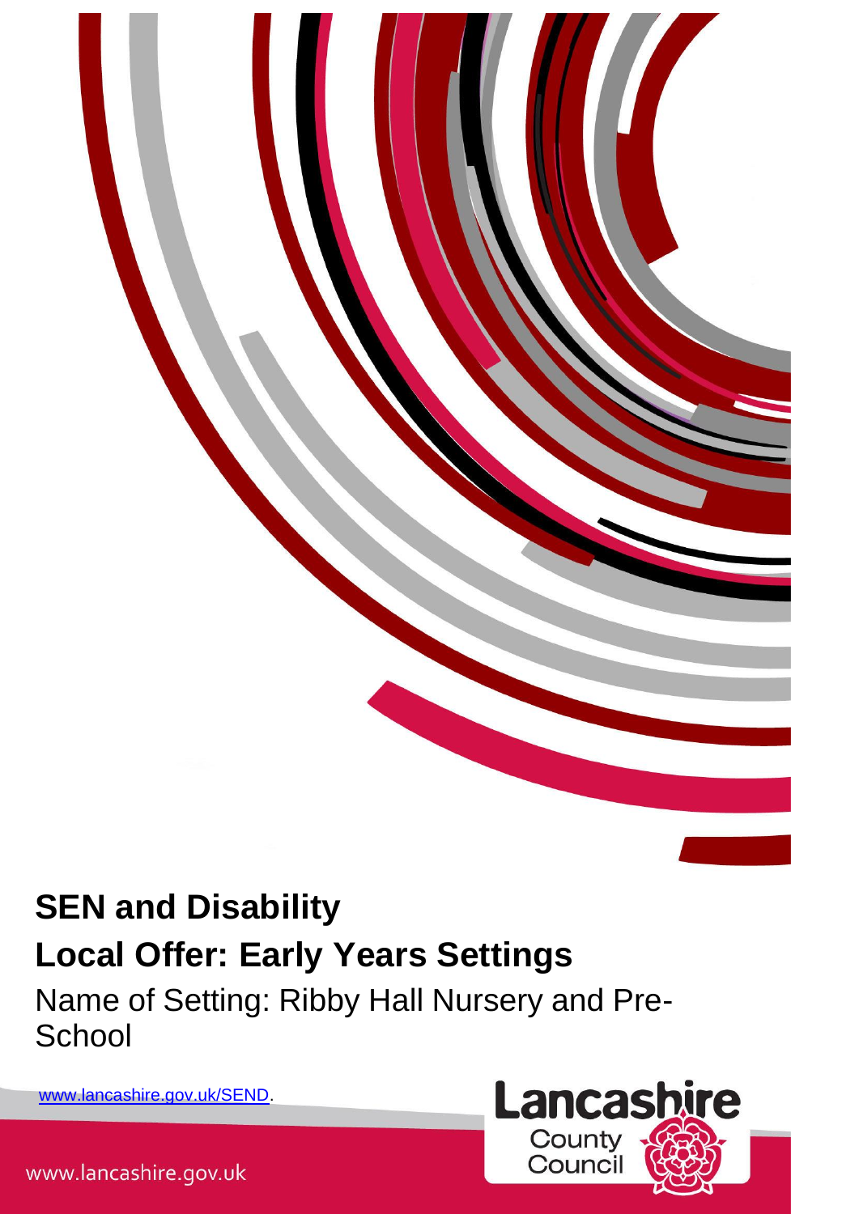# SEN and Disability

# Local Offer: Early Years Settings

Name of Setting: Ribby Hall Nursery and Pre-School

www.lancashire.gov.uk/SEND.

Lancashire County Council

www.lancashire.gov.uk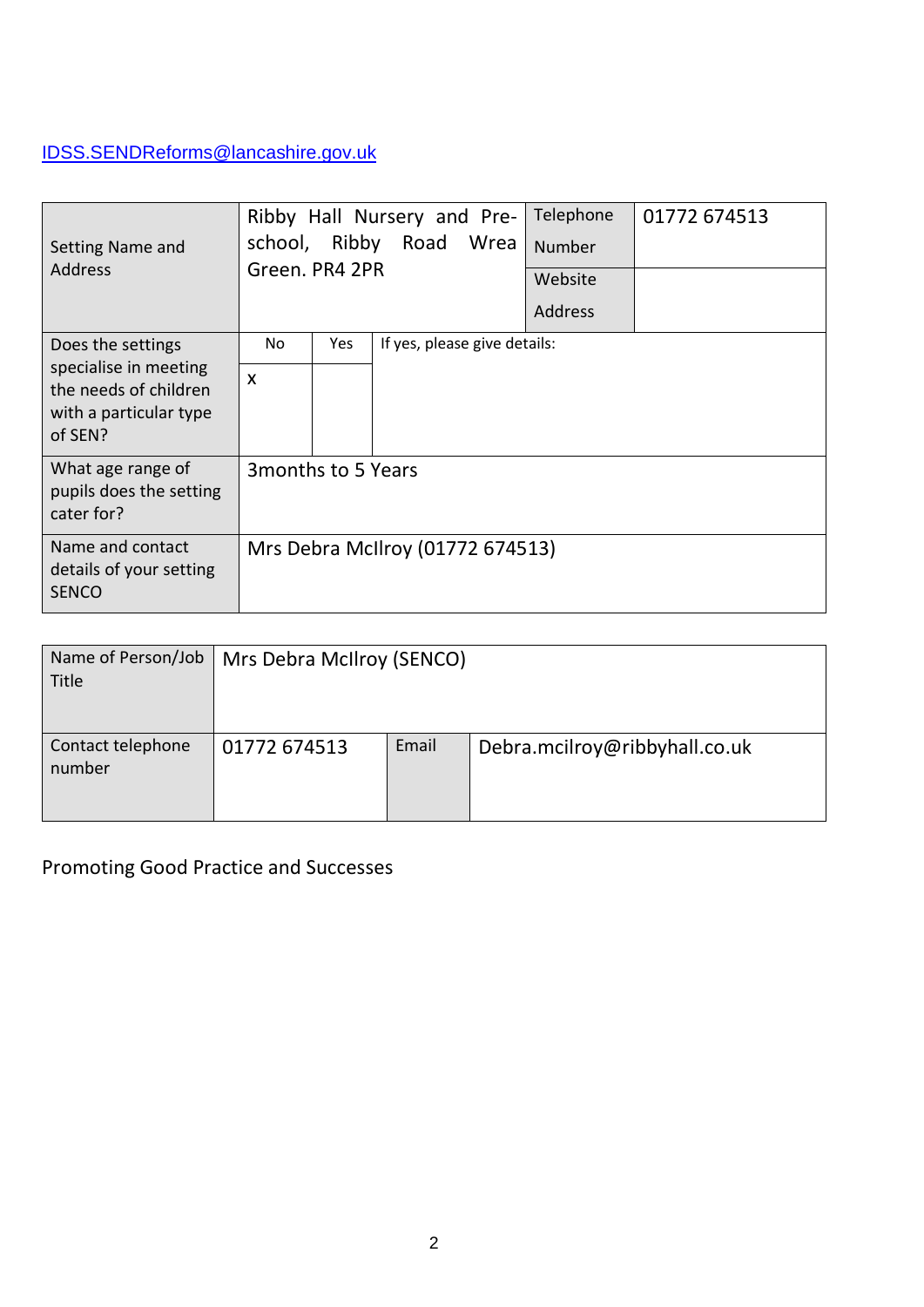IDSS.SENDReforms@lancashire.gov.uk

| Setting Name and Address | Ribby Hall Nursery and Pre-school, Ribby Road Wrea Green. PR4 2PR | | | Telephone Number | 01772 674513 |
|---|---|---|---|---|---|
| | | | | Website Address | |
| Does the settings specialise in meeting the needs of children with a particular type of SEN? | No | Yes | If yes, please give details: | | |
| | x | | | | |
| What age range of pupils does the setting cater for? | 3months to 5 Years | | | | |
| Name and contact details of your setting SENCO | Mrs Debra McIlroy (01772 674513) | | | | |

| Name of Person/Job Title | Mrs Debra McIlroy (SENCO) | | |
|---|---|---|---|
| Contact telephone number | 01772 674513 | Email | Debra.mcilroy@ribbyhall.co.uk |

Promoting Good Practice and Successes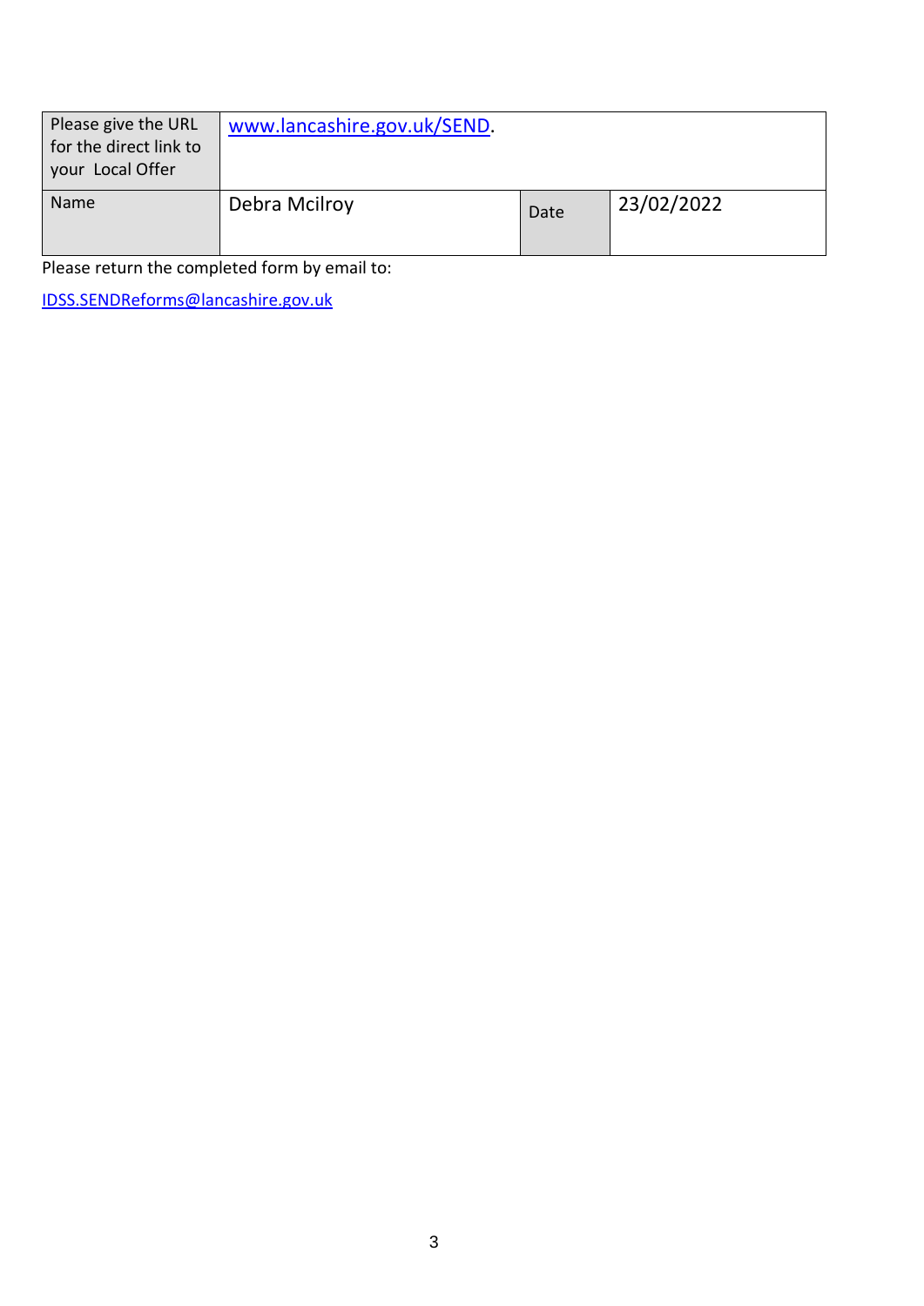| Please give the URL for the direct link to your Local Offer | www.lancashire.gov.uk/SEND. | | |
|---|---|---|---|
| Name | Debra Mcilroy | Date | 23/02/2022 |

Please return the completed form by email to:

IDSS.SENDReforms@lancashire.gov.uk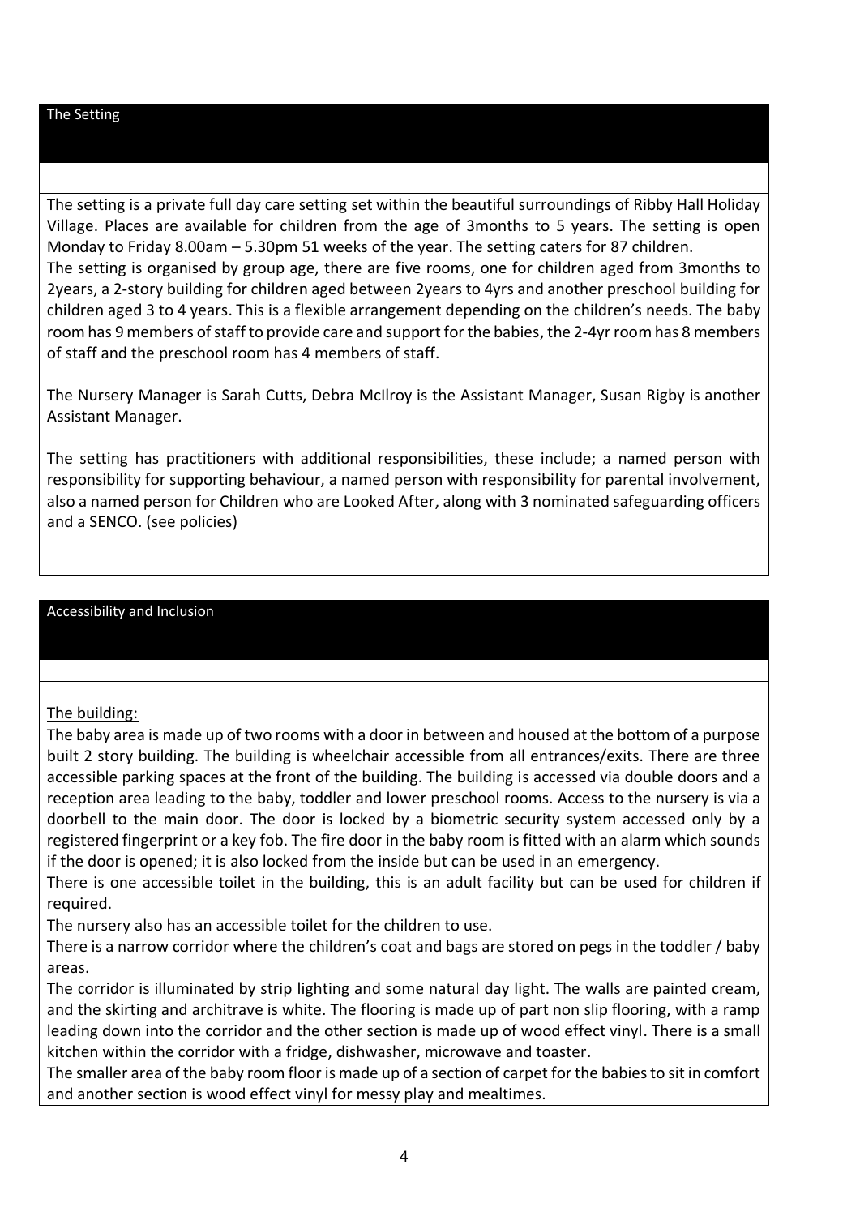## The Setting

The setting is a private full day care setting set within the beautiful surroundings of Ribby Hall Holiday Village. Places are available for children from the age of 3months to 5 years. The setting is open Monday to Friday 8.00am – 5.30pm 51 weeks of the year. The setting caters for 87 children.
The setting is organised by group age, there are five rooms, one for children aged from 3months to 2years, a 2-story building for children aged between 2years to 4yrs and another preschool building for children aged 3 to 4 years. This is a flexible arrangement depending on the children's needs. The baby room has 9 members of staff to provide care and support for the babies, the 2-4yr room has 8 members of staff and the preschool room has 4 members of staff.

The Nursery Manager is Sarah Cutts, Debra McIlroy is the Assistant Manager, Susan Rigby is another Assistant Manager.

The setting has practitioners with additional responsibilities, these include; a named person with responsibility for supporting behaviour, a named person with responsibility for parental involvement, also a named person for Children who are Looked After, along with 3 nominated safeguarding officers and a SENCO. (see policies)

## Accessibility and Inclusion

The building:

The baby area is made up of two rooms with a door in between and housed at the bottom of a purpose built 2 story building. The building is wheelchair accessible from all entrances/exits. There are three accessible parking spaces at the front of the building. The building is accessed via double doors and a reception area leading to the baby, toddler and lower preschool rooms. Access to the nursery is via a doorbell to the main door. The door is locked by a biometric security system accessed only by a registered fingerprint or a key fob. The fire door in the baby room is fitted with an alarm which sounds if the door is opened; it is also locked from the inside but can be used in an emergency.
There is one accessible toilet in the building, this is an adult facility but can be used for children if required.
The nursery also has an accessible toilet for the children to use.
There is a narrow corridor where the children's coat and bags are stored on pegs in the toddler / baby areas.
The corridor is illuminated by strip lighting and some natural day light. The walls are painted cream, and the skirting and architrave is white. The flooring is made up of part non slip flooring, with a ramp leading down into the corridor and the other section is made up of wood effect vinyl. There is a small kitchen within the corridor with a fridge, dishwasher, microwave and toaster.
The smaller area of the baby room floor is made up of a section of carpet for the babies to sit in comfort and another section is wood effect vinyl for messy play and mealtimes.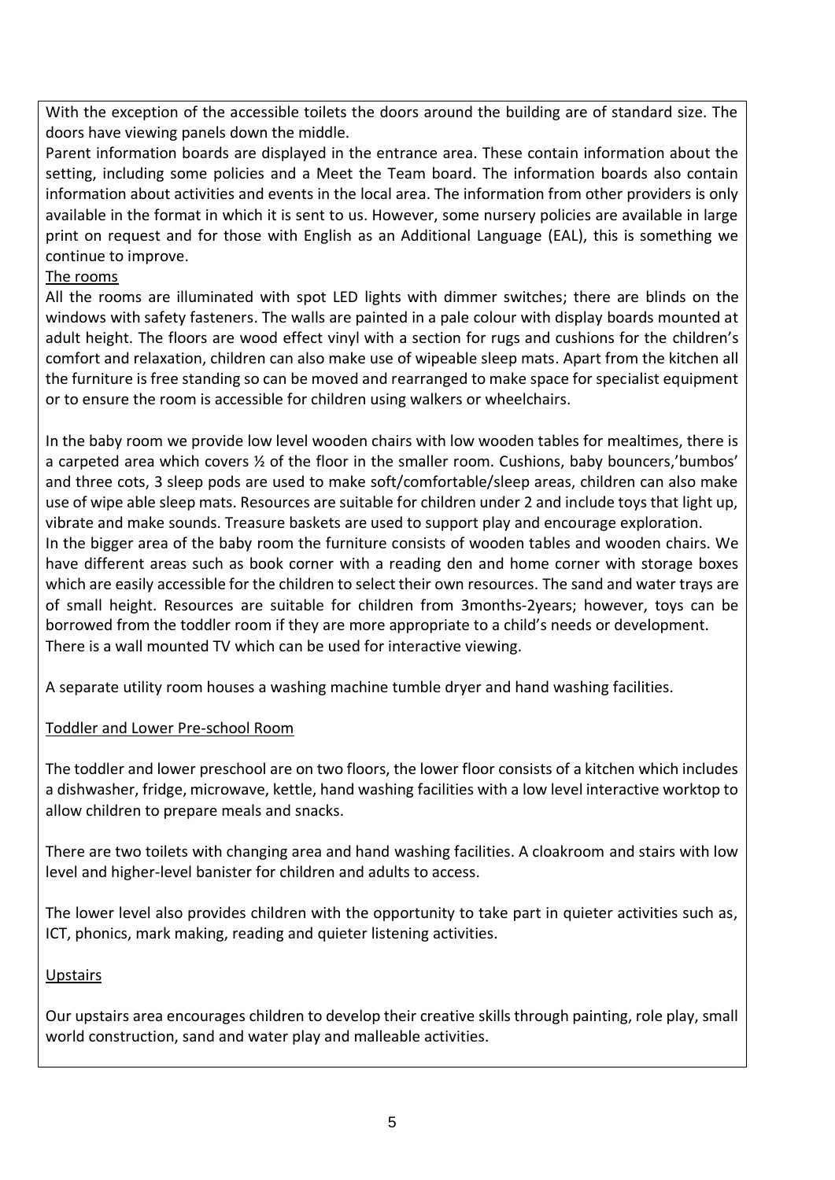With the exception of the accessible toilets the doors around the building are of standard size. The doors have viewing panels down the middle.

Parent information boards are displayed in the entrance area. These contain information about the setting, including some policies and a Meet the Team board. The information boards also contain information about activities and events in the local area. The information from other providers is only available in the format in which it is sent to us. However, some nursery policies are available in large print on request and for those with English as an Additional Language (EAL), this is something we continue to improve.

The rooms

All the rooms are illuminated with spot LED lights with dimmer switches; there are blinds on the windows with safety fasteners. The walls are painted in a pale colour with display boards mounted at adult height. The floors are wood effect vinyl with a section for rugs and cushions for the children's comfort and relaxation, children can also make use of wipeable sleep mats. Apart from the kitchen all the furniture is free standing so can be moved and rearranged to make space for specialist equipment or to ensure the room is accessible for children using walkers or wheelchairs.

In the baby room we provide low level wooden chairs with low wooden tables for mealtimes, there is a carpeted area which covers ½ of the floor in the smaller room. Cushions, baby bouncers,'bumbos' and three cots, 3 sleep pods are used to make soft/comfortable/sleep areas, children can also make use of wipe able sleep mats. Resources are suitable for children under 2 and include toys that light up, vibrate and make sounds. Treasure baskets are used to support play and encourage exploration.

In the bigger area of the baby room the furniture consists of wooden tables and wooden chairs. We have different areas such as book corner with a reading den and home corner with storage boxes which are easily accessible for the children to select their own resources. The sand and water trays are of small height. Resources are suitable for children from 3months-2years; however, toys can be borrowed from the toddler room if they are more appropriate to a child's needs or development. There is a wall mounted TV which can be used for interactive viewing.

A separate utility room houses a washing machine tumble dryer and hand washing facilities.

Toddler and Lower Pre-school Room

The toddler and lower preschool are on two floors, the lower floor consists of a kitchen which includes a dishwasher, fridge, microwave, kettle, hand washing facilities with a low level interactive worktop to allow children to prepare meals and snacks.

There are two toilets with changing area and hand washing facilities. A cloakroom and stairs with low level and higher-level banister for children and adults to access.

The lower level also provides children with the opportunity to take part in quieter activities such as, ICT, phonics, mark making, reading and quieter listening activities.

Upstairs

Our upstairs area encourages children to develop their creative skills through painting, role play, small world construction, sand and water play and malleable activities.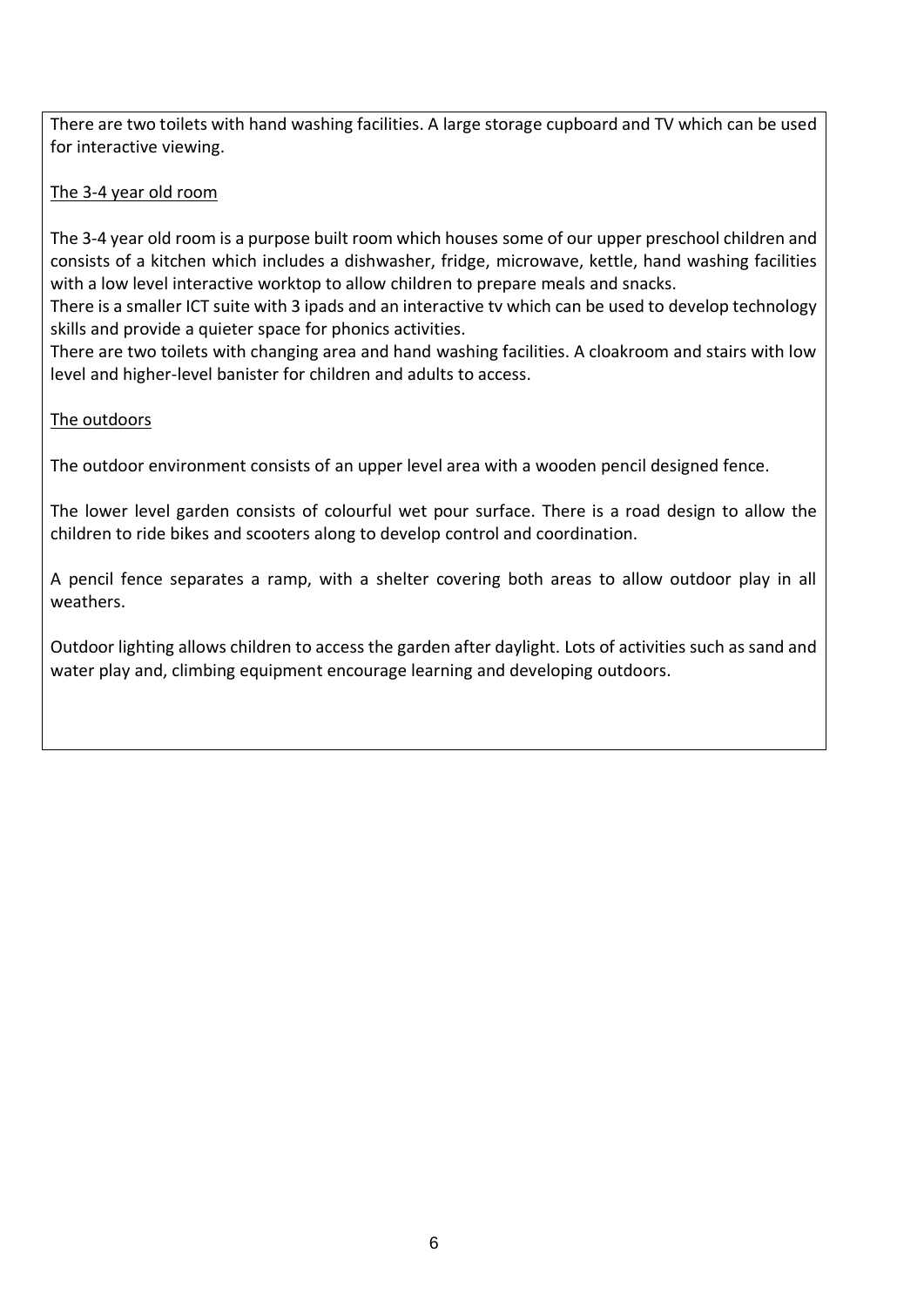There are two toilets with hand washing facilities. A large storage cupboard and TV which can be used for interactive viewing.

### The 3-4 year old room

The 3-4 year old room is a purpose built room which houses some of our upper preschool children and consists of a kitchen which includes a dishwasher, fridge, microwave, kettle, hand washing facilities with a low level interactive worktop to allow children to prepare meals and snacks.
There is a smaller ICT suite with 3 ipads and an interactive tv which can be used to develop technology skills and provide a quieter space for phonics activities.
There are two toilets with changing area and hand washing facilities. A cloakroom and stairs with low level and higher-level banister for children and adults to access.

### The outdoors

The outdoor environment consists of an upper level area with a wooden pencil designed fence.

The lower level garden consists of colourful wet pour surface. There is a road design to allow the children to ride bikes and scooters along to develop control and coordination.

A pencil fence separates a ramp, with a shelter covering both areas to allow outdoor play in all weathers.

Outdoor lighting allows children to access the garden after daylight. Lots of activities such as sand and water play and, climbing equipment encourage learning and developing outdoors.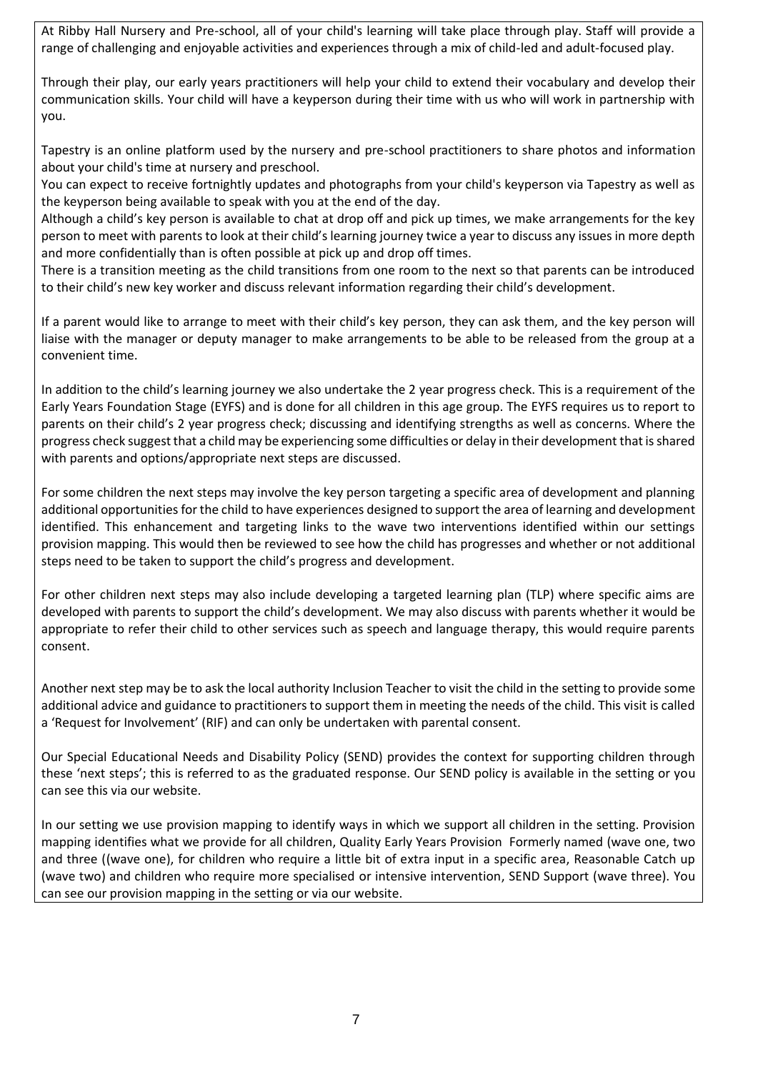At Ribby Hall Nursery and Pre-school, all of your child's learning will take place through play. Staff will provide a range of challenging and enjoyable activities and experiences through a mix of child-led and adult-focused play.

Through their play, our early years practitioners will help your child to extend their vocabulary and develop their communication skills. Your child will have a keyperson during their time with us who will work in partnership with you.

Tapestry is an online platform used by the nursery and pre-school practitioners to share photos and information about your child's time at nursery and preschool.
You can expect to receive fortnightly updates and photographs from your child's keyperson via Tapestry as well as the keyperson being available to speak with you at the end of the day.
Although a child's key person is available to chat at drop off and pick up times, we make arrangements for the key person to meet with parents to look at their child's learning journey twice a year to discuss any issues in more depth and more confidentially than is often possible at pick up and drop off times.
There is a transition meeting as the child transitions from one room to the next so that parents can be introduced to their child's new key worker and discuss relevant information regarding their child's development.

If a parent would like to arrange to meet with their child's key person, they can ask them, and the key person will liaise with the manager or deputy manager to make arrangements to be able to be released from the group at a convenient time.

In addition to the child's learning journey we also undertake the 2 year progress check. This is a requirement of the Early Years Foundation Stage (EYFS) and is done for all children in this age group. The EYFS requires us to report to parents on their child's 2 year progress check; discussing and identifying strengths as well as concerns. Where the progress check suggest that a child may be experiencing some difficulties or delay in their development that is shared with parents and options/appropriate next steps are discussed.

For some children the next steps may involve the key person targeting a specific area of development and planning additional opportunities for the child to have experiences designed to support the area of learning and development identified. This enhancement and targeting links to the wave two interventions identified within our settings provision mapping. This would then be reviewed to see how the child has progresses and whether or not additional steps need to be taken to support the child's progress and development.

For other children next steps may also include developing a targeted learning plan (TLP) where specific aims are developed with parents to support the child's development. We may also discuss with parents whether it would be appropriate to refer their child to other services such as speech and language therapy, this would require parents consent.

Another next step may be to ask the local authority Inclusion Teacher to visit the child in the setting to provide some additional advice and guidance to practitioners to support them in meeting the needs of the child. This visit is called a 'Request for Involvement' (RIF) and can only be undertaken with parental consent.

Our Special Educational Needs and Disability Policy (SEND) provides the context for supporting children through these 'next steps'; this is referred to as the graduated response. Our SEND policy is available in the setting or you can see this via our website.

In our setting we use provision mapping to identify ways in which we support all children in the setting. Provision mapping identifies what we provide for all children, Quality Early Years Provision Formerly named (wave one, two and three ((wave one), for children who require a little bit of extra input in a specific area, Reasonable Catch up (wave two) and children who require more specialised or intensive intervention, SEND Support (wave three). You can see our provision mapping in the setting or via our website.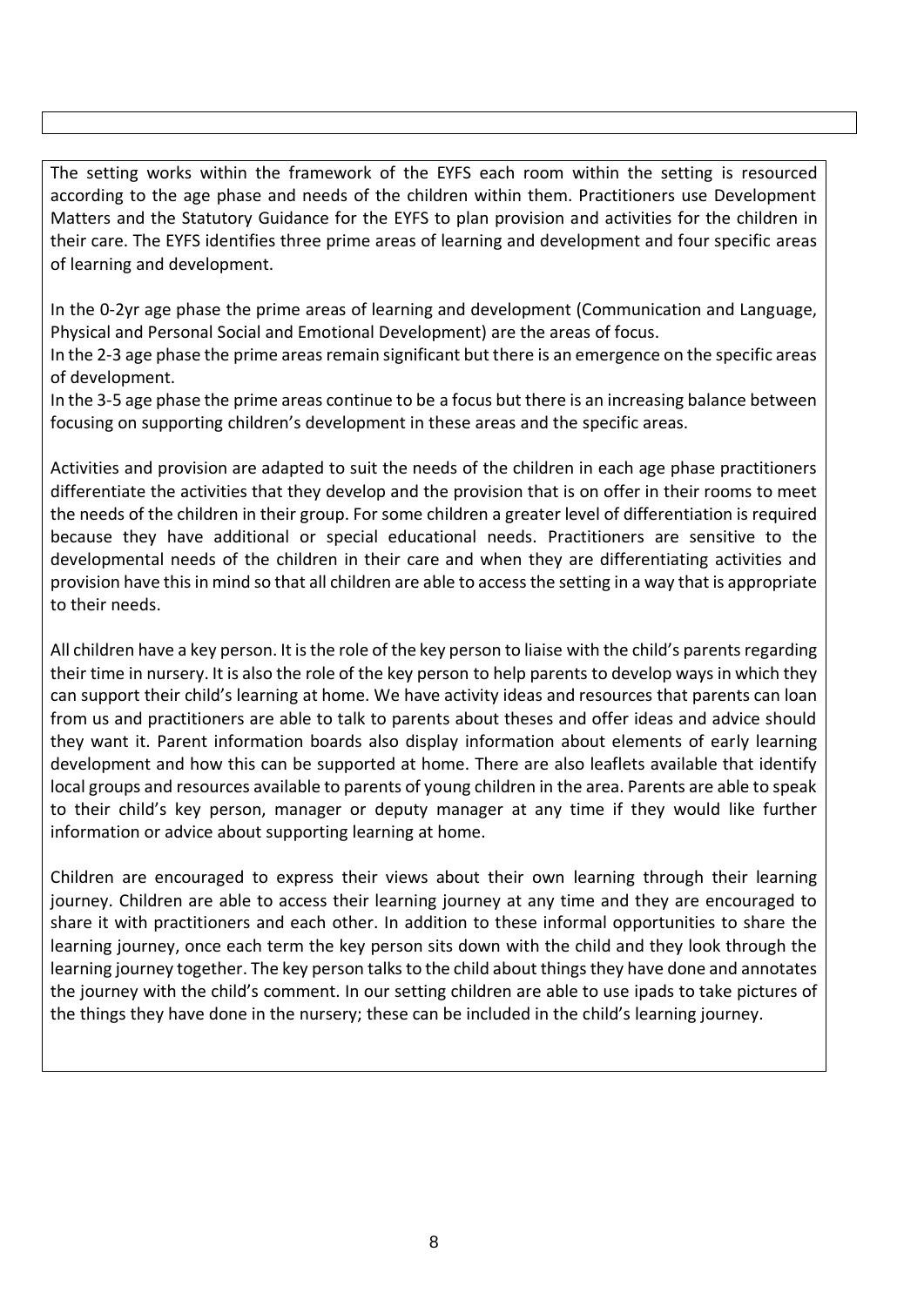The setting works within the framework of the EYFS each room within the setting is resourced according to the age phase and needs of the children within them. Practitioners use Development Matters and the Statutory Guidance for the EYFS to plan provision and activities for the children in their care. The EYFS identifies three prime areas of learning and development and four specific areas of learning and development.

In the 0-2yr age phase the prime areas of learning and development (Communication and Language, Physical and Personal Social and Emotional Development) are the areas of focus.
In the 2-3 age phase the prime areas remain significant but there is an emergence on the specific areas of development.
In the 3-5 age phase the prime areas continue to be a focus but there is an increasing balance between focusing on supporting children's development in these areas and the specific areas.

Activities and provision are adapted to suit the needs of the children in each age phase practitioners differentiate the activities that they develop and the provision that is on offer in their rooms to meet the needs of the children in their group. For some children a greater level of differentiation is required because they have additional or special educational needs. Practitioners are sensitive to the developmental needs of the children in their care and when they are differentiating activities and provision have this in mind so that all children are able to access the setting in a way that is appropriate to their needs.

All children have a key person. It is the role of the key person to liaise with the child's parents regarding their time in nursery. It is also the role of the key person to help parents to develop ways in which they can support their child's learning at home. We have activity ideas and resources that parents can loan from us and practitioners are able to talk to parents about theses and offer ideas and advice should they want it. Parent information boards also display information about elements of early learning development and how this can be supported at home. There are also leaflets available that identify local groups and resources available to parents of young children in the area. Parents are able to speak to their child's key person, manager or deputy manager at any time if they would like further information or advice about supporting learning at home.

Children are encouraged to express their views about their own learning through their learning journey. Children are able to access their learning journey at any time and they are encouraged to share it with practitioners and each other. In addition to these informal opportunities to share the learning journey, once each term the key person sits down with the child and they look through the learning journey together. The key person talks to the child about things they have done and annotates the journey with the child's comment. In our setting children are able to use ipads to take pictures of the things they have done in the nursery; these can be included in the child's learning journey.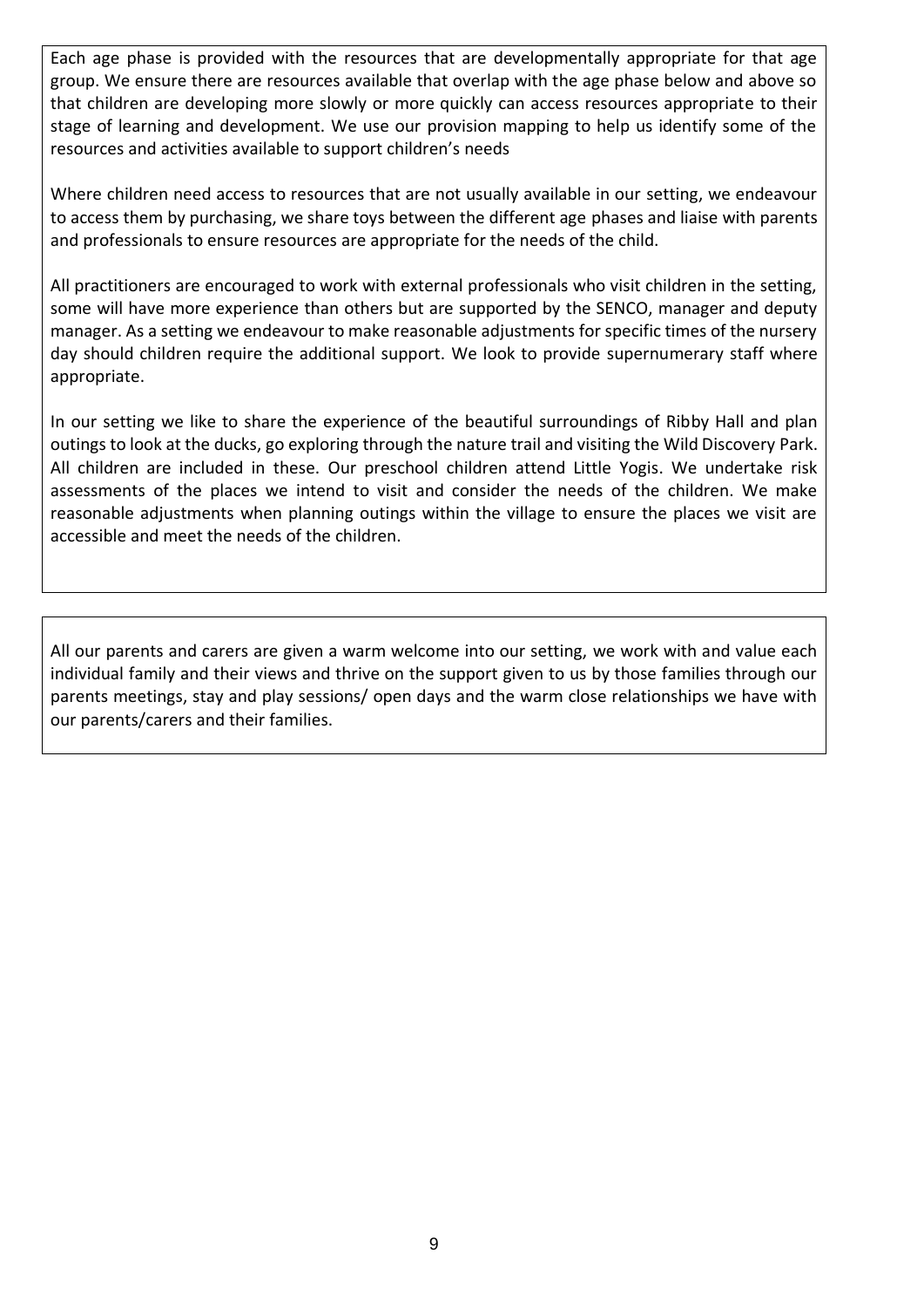Each age phase is provided with the resources that are developmentally appropriate for that age group. We ensure there are resources available that overlap with the age phase below and above so that children are developing more slowly or more quickly can access resources appropriate to their stage of learning and development. We use our provision mapping to help us identify some of the resources and activities available to support children's needs

Where children need access to resources that are not usually available in our setting, we endeavour to access them by purchasing, we share toys between the different age phases and liaise with parents and professionals to ensure resources are appropriate for the needs of the child.

All practitioners are encouraged to work with external professionals who visit children in the setting, some will have more experience than others but are supported by the SENCO, manager and deputy manager. As a setting we endeavour to make reasonable adjustments for specific times of the nursery day should children require the additional support. We look to provide supernumerary staff where appropriate.

In our setting we like to share the experience of the beautiful surroundings of Ribby Hall and plan outings to look at the ducks, go exploring through the nature trail and visiting the Wild Discovery Park. All children are included in these. Our preschool children attend Little Yogis. We undertake risk assessments of the places we intend to visit and consider the needs of the children. We make reasonable adjustments when planning outings within the village to ensure the places we visit are accessible and meet the needs of the children.

All our parents and carers are given a warm welcome into our setting, we work with and value each individual family and their views and thrive on the support given to us by those families through our parents meetings, stay and play sessions/ open days and the warm close relationships we have with our parents/carers and their families.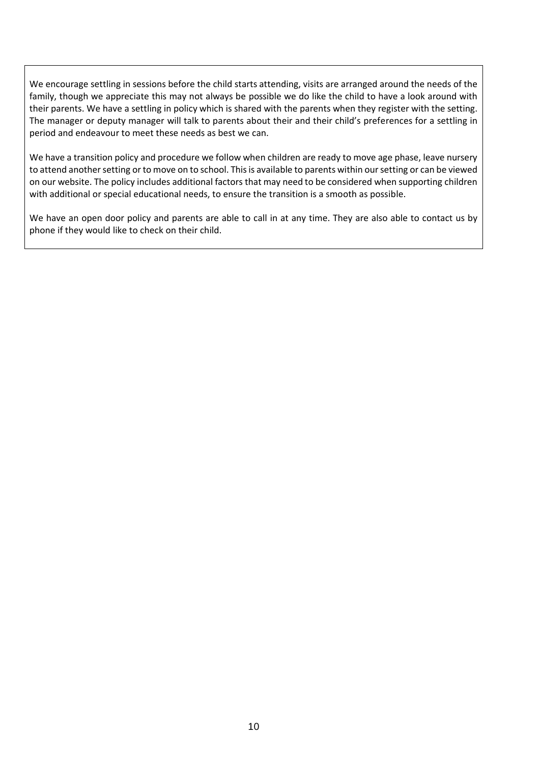We encourage settling in sessions before the child starts attending, visits are arranged around the needs of the family, though we appreciate this may not always be possible we do like the child to have a look around with their parents. We have a settling in policy which is shared with the parents when they register with the setting. The manager or deputy manager will talk to parents about their and their child's preferences for a settling in period and endeavour to meet these needs as best we can.

We have a transition policy and procedure we follow when children are ready to move age phase, leave nursery to attend another setting or to move on to school. This is available to parents within our setting or can be viewed on our website. The policy includes additional factors that may need to be considered when supporting children with additional or special educational needs, to ensure the transition is a smooth as possible.

We have an open door policy and parents are able to call in at any time. They are also able to contact us by phone if they would like to check on their child.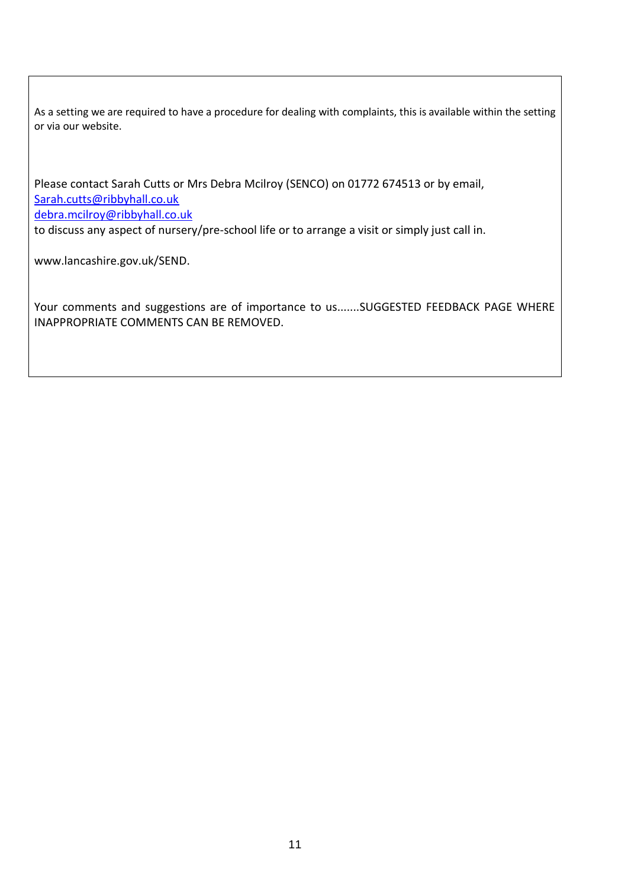As a setting we are required to have a procedure for dealing with complaints, this is available within the setting or via our website.

Please contact Sarah Cutts or Mrs Debra Mcilroy (SENCO) on 01772 674513 or by email,
Sarah.cutts@ribbyhall.co.uk
debra.mcilroy@ribbyhall.co.uk
to discuss any aspect of nursery/pre-school life or to arrange a visit or simply just call in.

www.lancashire.gov.uk/SEND.

Your comments and suggestions are of importance to us.......SUGGESTED FEEDBACK PAGE WHERE INAPPROPRIATE COMMENTS CAN BE REMOVED.